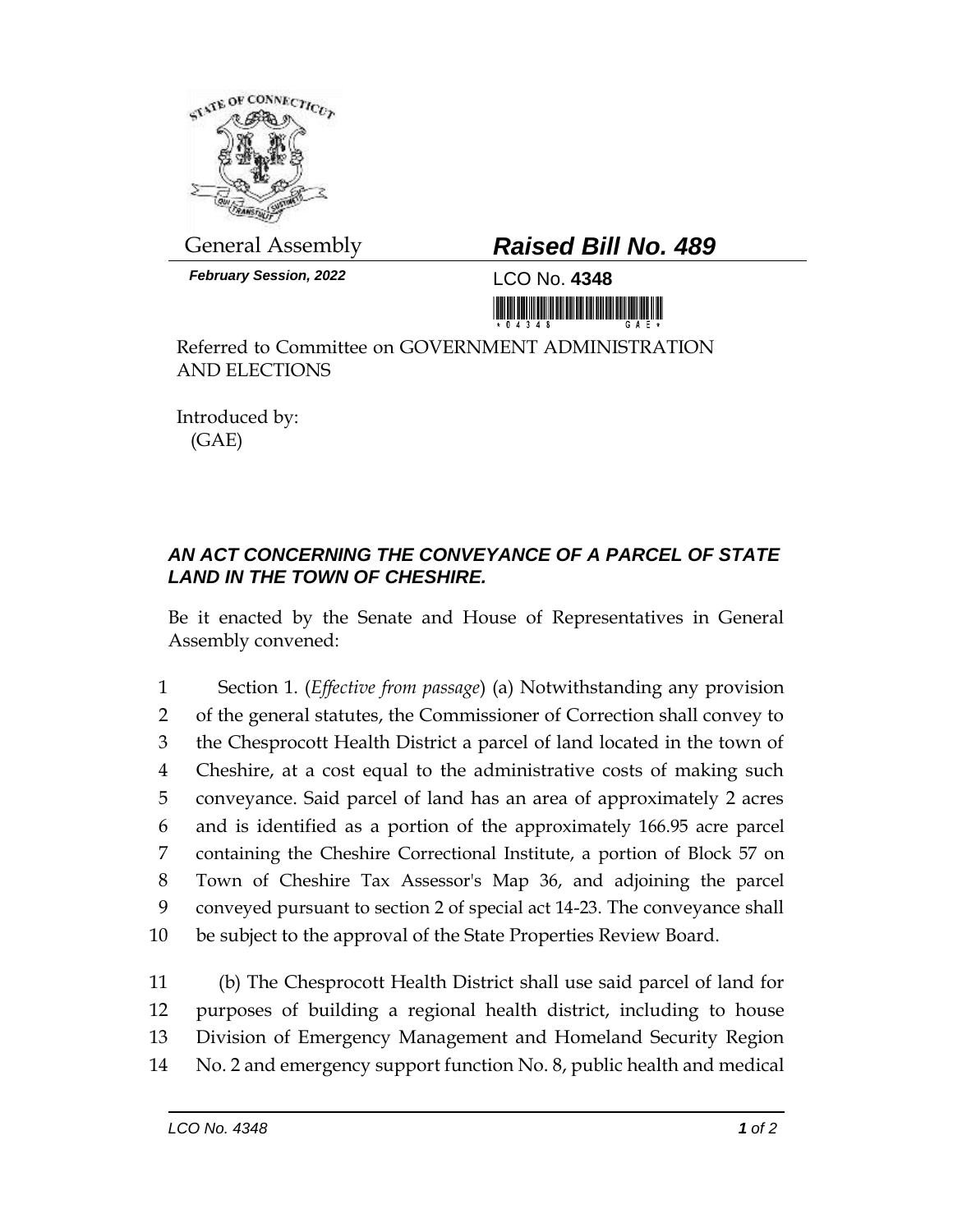General Assembly

***February Session, 2022***

# *Raised Bill No. 489*

LCO No. **4348**

Referred to Committee on GOVERNMENT ADMINISTRATION AND ELECTIONS

Introduced by:
(GAE)

## *AN ACT CONCERNING THE CONVEYANCE OF A PARCEL OF STATE LAND IN THE TOWN OF CHESHIRE.*

Be it enacted by the Senate and House of Representatives in General Assembly convened:

1 Section 1. (*Effective from passage*) (a) Notwithstanding any provision
2 of the general statutes, the Commissioner of Correction shall convey to
3 the Chesprocott Health District a parcel of land located in the town of
4 Cheshire, at a cost equal to the administrative costs of making such
5 conveyance. Said parcel of land has an area of approximately 2 acres
6 and is identified as a portion of the approximately 166.95 acre parcel
7 containing the Cheshire Correctional Institute, a portion of Block 57 on
8 Town of Cheshire Tax Assessor's Map 36, and adjoining the parcel
9 conveyed pursuant to section 2 of special act 14-23. The conveyance shall
10 be subject to the approval of the State Properties Review Board.

11 (b) The Chesprocott Health District shall use said parcel of land for
12 purposes of building a regional health district, including to house
13 Division of Emergency Management and Homeland Security Region
14 No. 2 and emergency support function No. 8, public health and medical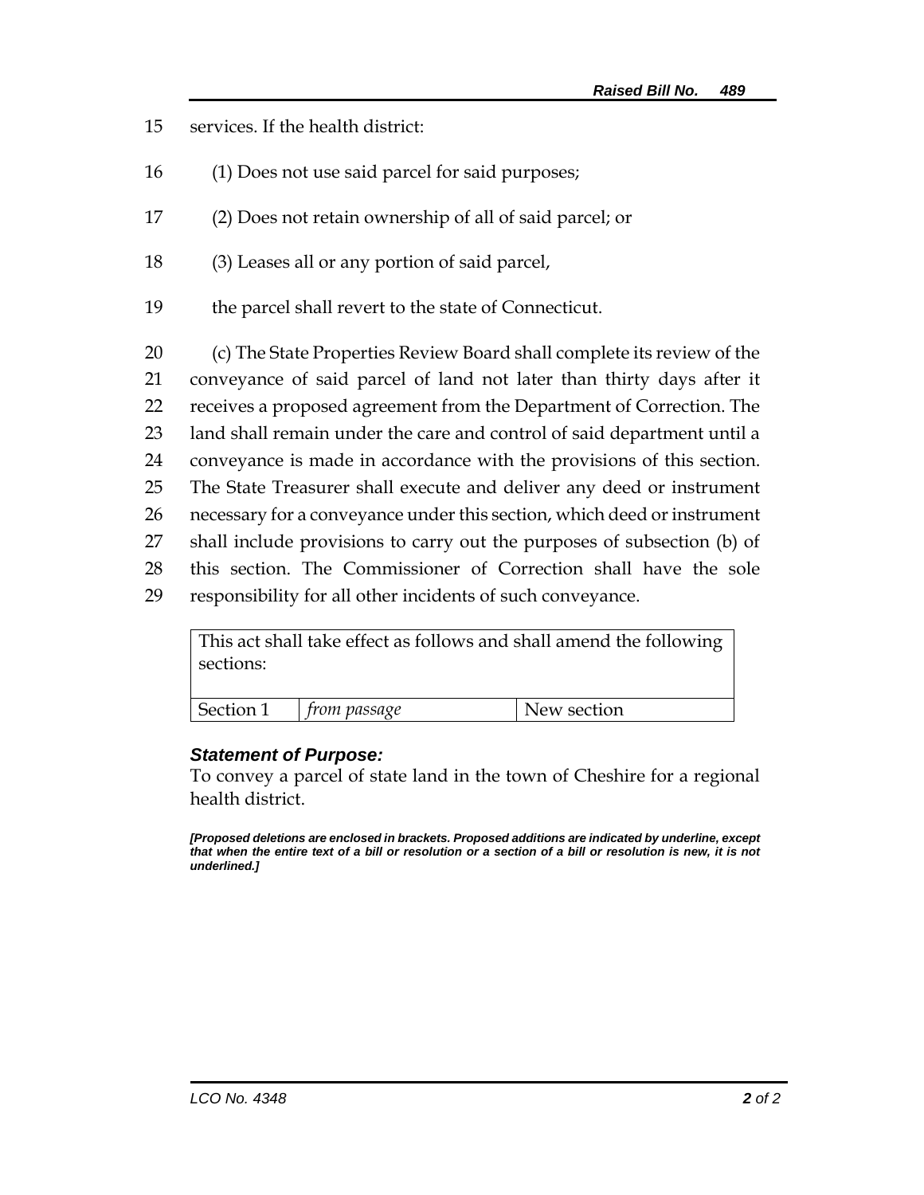services. If the health district:

(1) Does not use said parcel for said purposes;

(2) Does not retain ownership of all of said parcel; or

(3) Leases all or any portion of said parcel,

the parcel shall revert to the state of Connecticut.

(c) The State Properties Review Board shall complete its review of the conveyance of said parcel of land not later than thirty days after it receives a proposed agreement from the Department of Correction. The land shall remain under the care and control of said department until a conveyance is made in accordance with the provisions of this section. The State Treasurer shall execute and deliver any deed or instrument necessary for a conveyance under this section, which deed or instrument shall include provisions to carry out the purposes of subsection (b) of this section. The Commissioner of Correction shall have the sole responsibility for all other incidents of such conveyance.

| This act shall take effect as follows and shall amend the following sections: | | |
|---|---|---|
| Section 1 | *from passage* | New section |

### *Statement of Purpose:*

To convey a parcel of state land in the town of Cheshire for a regional health district.

***[Proposed deletions are enclosed in brackets. Proposed additions are indicated by underline, except that when the entire text of a bill or resolution or a section of a bill or resolution is new, it is not underlined.]***